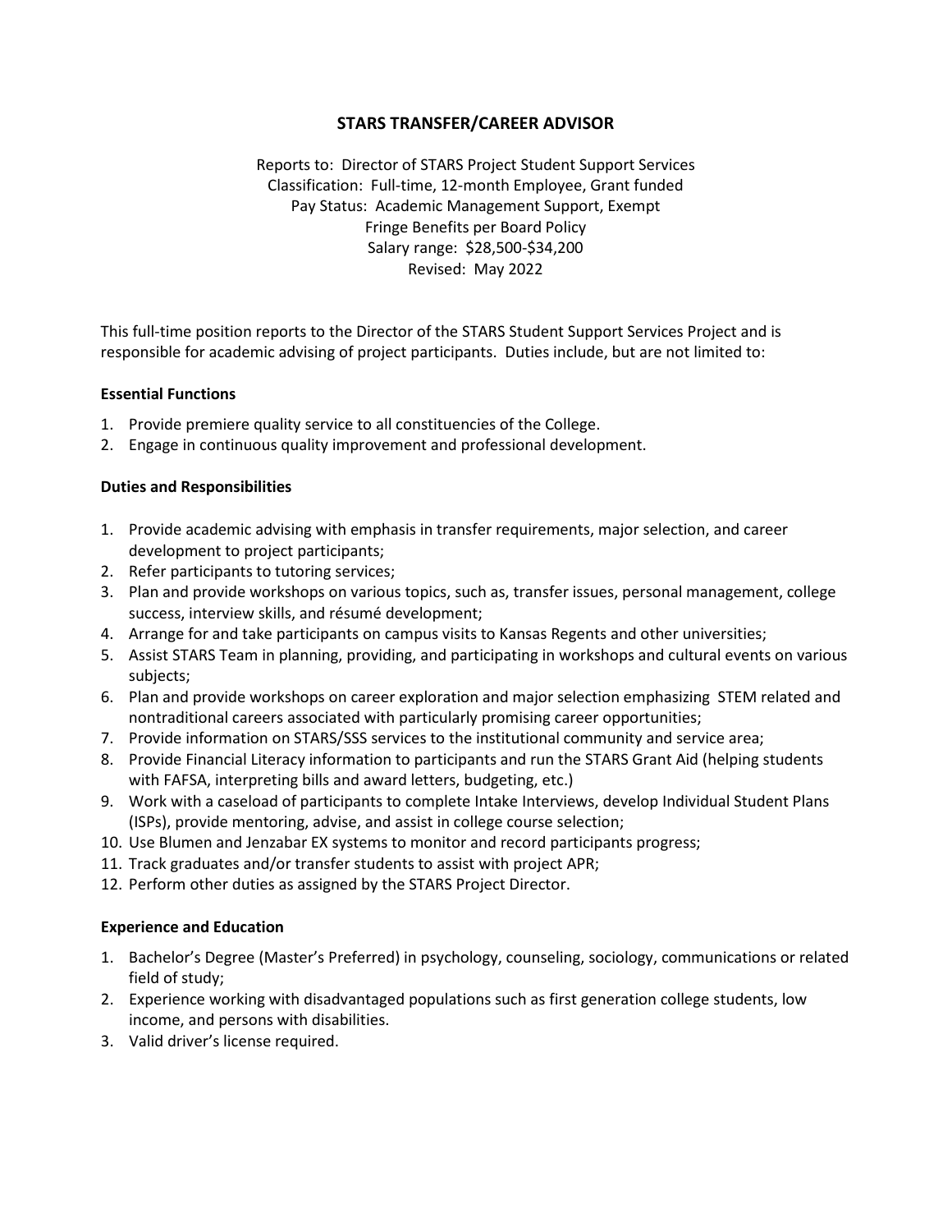# STARS TRANSFER/CAREER ADVISOR

Reports to: Director of STARS Project Student Support Services
Classification: Full-time, 12-month Employee, Grant funded
Pay Status: Academic Management Support, Exempt
Fringe Benefits per Board Policy
Salary range: $28,500-$34,200
Revised: May 2022

This full-time position reports to the Director of the STARS Student Support Services Project and is responsible for academic advising of project participants. Duties include, but are not limited to:

**Essential Functions**

1. Provide premiere quality service to all constituencies of the College.
2. Engage in continuous quality improvement and professional development.

**Duties and Responsibilities**

1. Provide academic advising with emphasis in transfer requirements, major selection, and career development to project participants;
2. Refer participants to tutoring services;
3. Plan and provide workshops on various topics, such as, transfer issues, personal management, college success, interview skills, and résumé development;
4. Arrange for and take participants on campus visits to Kansas Regents and other universities;
5. Assist STARS Team in planning, providing, and participating in workshops and cultural events on various subjects;
6. Plan and provide workshops on career exploration and major selection emphasizing STEM related and nontraditional careers associated with particularly promising career opportunities;
7. Provide information on STARS/SSS services to the institutional community and service area;
8. Provide Financial Literacy information to participants and run the STARS Grant Aid (helping students with FAFSA, interpreting bills and award letters, budgeting, etc.)
9. Work with a caseload of participants to complete Intake Interviews, develop Individual Student Plans (ISPs), provide mentoring, advise, and assist in college course selection;
10. Use Blumen and Jenzabar EX systems to monitor and record participants progress;
11. Track graduates and/or transfer students to assist with project APR;
12. Perform other duties as assigned by the STARS Project Director.

**Experience and Education**

1. Bachelor's Degree (Master's Preferred) in psychology, counseling, sociology, communications or related field of study;
2. Experience working with disadvantaged populations such as first generation college students, low income, and persons with disabilities.
3. Valid driver's license required.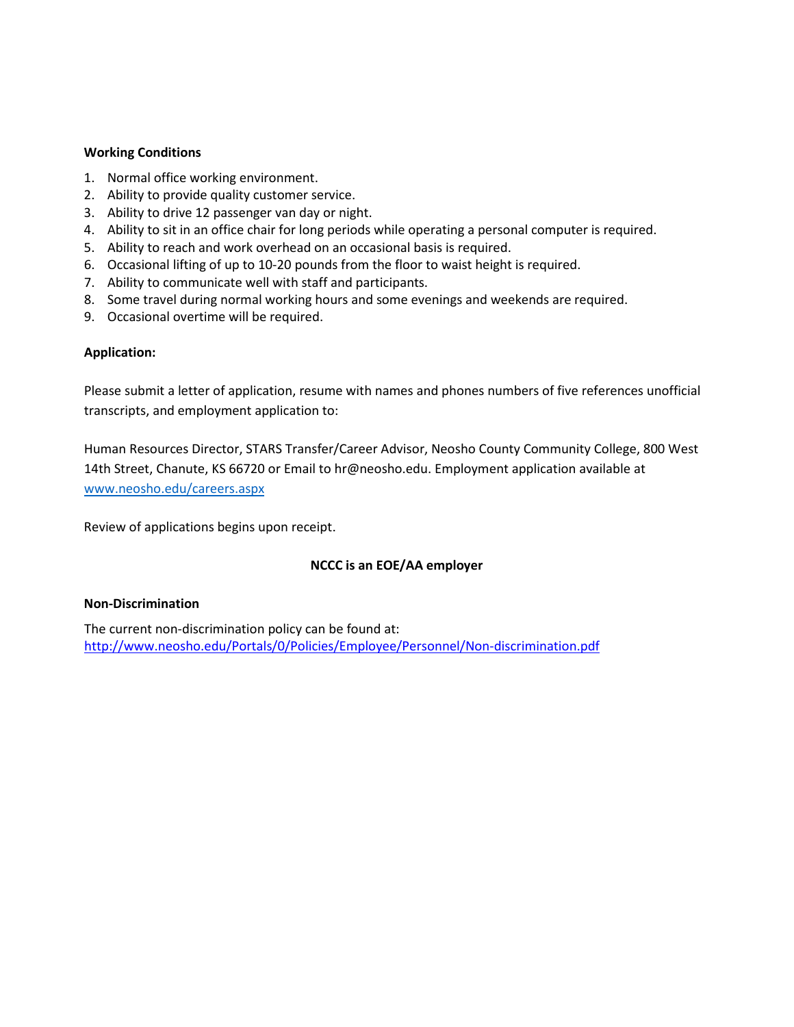**Working Conditions**

1. Normal office working environment.
2. Ability to provide quality customer service.
3. Ability to drive 12 passenger van day or night.
4. Ability to sit in an office chair for long periods while operating a personal computer is required.
5. Ability to reach and work overhead on an occasional basis is required.
6. Occasional lifting of up to 10-20 pounds from the floor to waist height is required.
7. Ability to communicate well with staff and participants.
8. Some travel during normal working hours and some evenings and weekends are required.
9. Occasional overtime will be required.

**Application:**

Please submit a letter of application, resume with names and phones numbers of five references unofficial transcripts, and employment application to:

Human Resources Director, STARS Transfer/Career Advisor, Neosho County Community College, 800 West 14th Street, Chanute, KS 66720 or Email to hr@neosho.edu. Employment application available at www.neosho.edu/careers.aspx

Review of applications begins upon receipt.

**NCCC is an EOE/AA employer**

**Non-Discrimination**

The current non-discrimination policy can be found at:
http://www.neosho.edu/Portals/0/Policies/Employee/Personnel/Non-discrimination.pdf